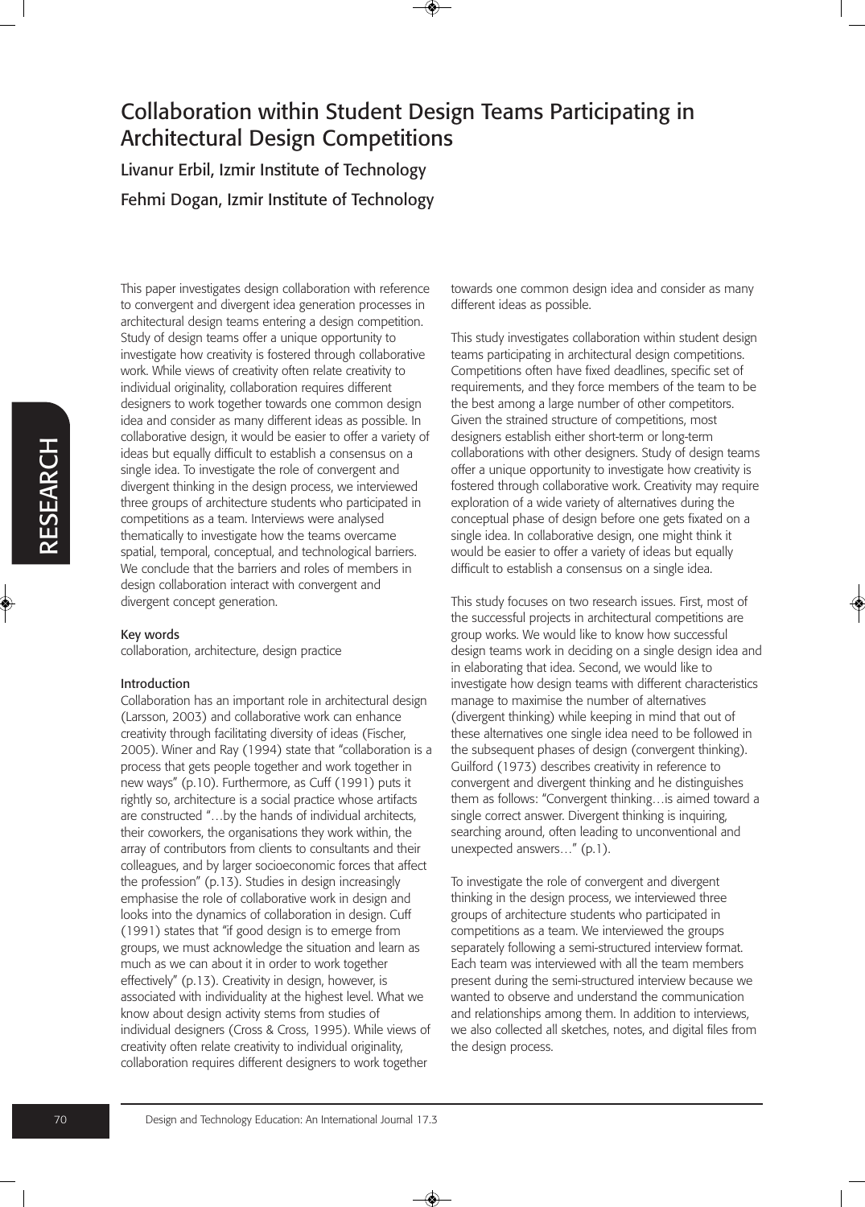# Collaboration within Student Design Teams Participating in Architectural Design Competitions

Livanur Erbil, Izmir Institute of Technology

Fehmi Dogan, Izmir Institute of Technology

This paper investigates design collaboration with reference to convergent and divergent idea generation processes in architectural design teams entering a design competition. Study of design teams offer a unique opportunity to investigate how creativity is fostered through collaborative work. While views of creativity often relate creativity to individual originality, collaboration requires different designers to work together towards one common design idea and consider as many different ideas as possible. In collaborative design, it would be easier to offer a variety of ideas but equally difficult to establish a consensus on a single idea. To investigate the role of convergent and divergent thinking in the design process, we interviewed three groups of architecture students who participated in competitions as a team. Interviews were analysed thematically to investigate how the teams overcame spatial, temporal, conceptual, and technological barriers. We conclude that the barriers and roles of members in design collaboration interact with convergent and divergent concept generation.

## Key words

collaboration, architecture, design practice

## Introduction

Collaboration has an important role in architectural design (Larsson, 2003) and collaborative work can enhance creativity through facilitating diversity of ideas (Fischer, 2005). Winer and Ray (1994) state that "collaboration is a process that gets people together and work together in new ways" (p.10). Furthermore, as Cuff (1991) puts it rightly so, architecture is a social practice whose artifacts are constructed "…by the hands of individual architects, their coworkers, the organisations they work within, the array of contributors from clients to consultants and their colleagues, and by larger socioeconomic forces that affect the profession" (p.13). Studies in design increasingly emphasise the role of collaborative work in design and looks into the dynamics of collaboration in design. Cuff (1991) states that "if good design is to emerge from groups, we must acknowledge the situation and learn as much as we can about it in order to work together effectively" (p.13). Creativity in design, however, is associated with individuality at the highest level. What we know about design activity stems from studies of individual designers (Cross & Cross, 1995). While views of creativity often relate creativity to individual originality, collaboration requires different designers to work together towards one common design idea and consider as many different ideas as possible.

This study investigates collaboration within student design teams participating in architectural design competitions. Competitions often have fixed deadlines, specific set of requirements, and they force members of the team to be the best among a large number of other competitors. Given the strained structure of competitions, most designers establish either short-term or long-term collaborations with other designers. Study of design teams offer a unique opportunity to investigate how creativity is fostered through collaborative work. Creativity may require exploration of a wide variety of alternatives during the conceptual phase of design before one gets fixated on a single idea. In collaborative design, one might think it would be easier to offer a variety of ideas but equally difficult to establish a consensus on a single idea.

This study focuses on two research issues. First, most of the successful projects in architectural competitions are group works. We would like to know how successful design teams work in deciding on a single design idea and in elaborating that idea. Second, we would like to investigate how design teams with different characteristics manage to maximise the number of alternatives (divergent thinking) while keeping in mind that out of these alternatives one single idea need to be followed in the subsequent phases of design (convergent thinking). Guilford (1973) describes creativity in reference to convergent and divergent thinking and he distinguishes them as follows: "Convergent thinking…is aimed toward a single correct answer. Divergent thinking is inquiring, searching around, often leading to unconventional and unexpected answers…" (p.1).

To investigate the role of convergent and divergent thinking in the design process, we interviewed three groups of architecture students who participated in competitions as a team. We interviewed the groups separately following a semi-structured interview format. Each team was interviewed with all the team members present during the semi-structured interview because we wanted to observe and understand the communication and relationships among them. In addition to interviews, we also collected all sketches, notes, and digital files from the design process.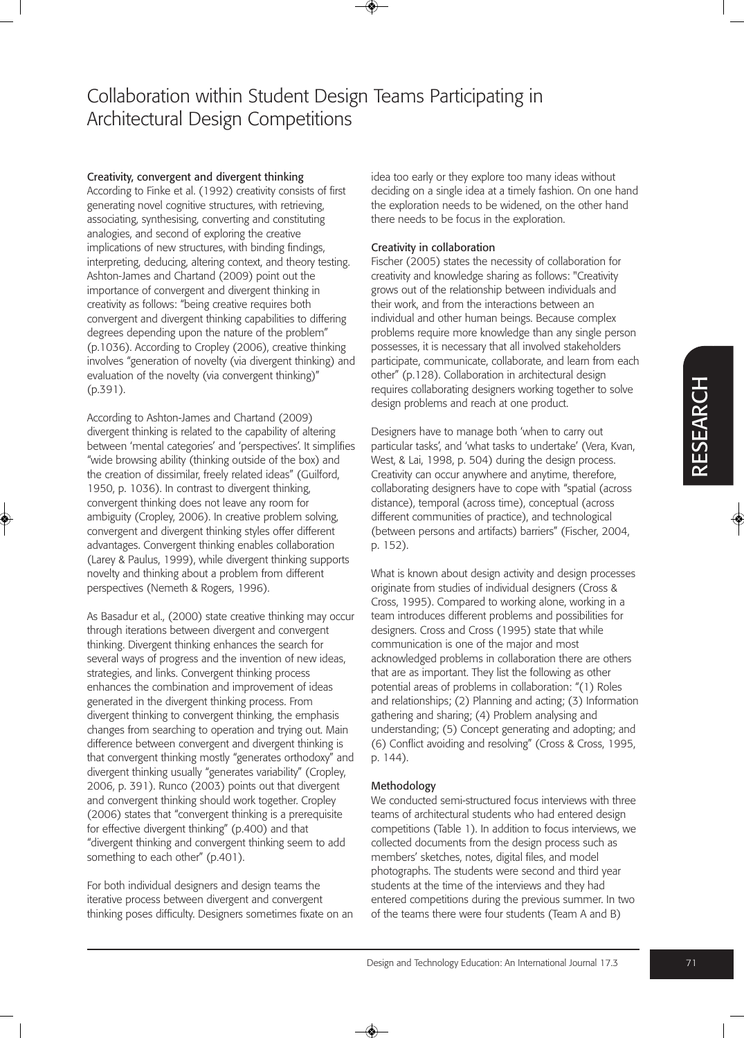## Creativity, convergent and divergent thinking

According to Finke et al. (1992) creativity consists of first generating novel cognitive structures, with retrieving, associating, synthesising, converting and constituting analogies, and second of exploring the creative implications of new structures, with binding findings, interpreting, deducing, altering context, and theory testing. Ashton-James and Chartand (2009) point out the importance of convergent and divergent thinking in creativity as follows: "being creative requires both convergent and divergent thinking capabilities to differing degrees depending upon the nature of the problem" (p.1036). According to Cropley (2006), creative thinking involves "generation of novelty (via divergent thinking) and evaluation of the novelty (via convergent thinking)" (p.391).

According to Ashton-James and Chartand (2009) divergent thinking is related to the capability of altering between 'mental categories' and 'perspectives'. It simplifies "wide browsing ability (thinking outside of the box) and the creation of dissimilar, freely related ideas" (Guilford, 1950, p. 1036). In contrast to divergent thinking, convergent thinking does not leave any room for ambiguity (Cropley, 2006). In creative problem solving, convergent and divergent thinking styles offer different advantages. Convergent thinking enables collaboration (Larey & Paulus, 1999), while divergent thinking supports novelty and thinking about a problem from different perspectives (Nemeth & Rogers, 1996).

As Basadur et al., (2000) state creative thinking may occur through iterations between divergent and convergent thinking. Divergent thinking enhances the search for several ways of progress and the invention of new ideas, strategies, and links. Convergent thinking process enhances the combination and improvement of ideas generated in the divergent thinking process. From divergent thinking to convergent thinking, the emphasis changes from searching to operation and trying out. Main difference between convergent and divergent thinking is that convergent thinking mostly "generates orthodoxy" and divergent thinking usually "generates variability" (Cropley, 2006, p. 391). Runco (2003) points out that divergent and convergent thinking should work together. Cropley (2006) states that "convergent thinking is a prerequisite for effective divergent thinking" (p.400) and that "divergent thinking and convergent thinking seem to add something to each other" (p.401).

For both individual designers and design teams the iterative process between divergent and convergent thinking poses difficulty. Designers sometimes fixate on an idea too early or they explore too many ideas without deciding on a single idea at a timely fashion. On one hand the exploration needs to be widened, on the other hand there needs to be focus in the exploration.

## Creativity in collaboration

Fischer (2005) states the necessity of collaboration for creativity and knowledge sharing as follows: "Creativity grows out of the relationship between individuals and their work, and from the interactions between an individual and other human beings. Because complex problems require more knowledge than any single person possesses, it is necessary that all involved stakeholders participate, communicate, collaborate, and learn from each other" (p.128). Collaboration in architectural design requires collaborating designers working together to solve design problems and reach at one product.

Designers have to manage both 'when to carry out particular tasks', and 'what tasks to undertake' (Vera, Kvan, West, & Lai, 1998, p. 504) during the design process. Creativity can occur anywhere and anytime, therefore, collaborating designers have to cope with "spatial (across distance), temporal (across time), conceptual (across different communities of practice), and technological (between persons and artifacts) barriers" (Fischer, 2004, p. 152).

What is known about design activity and design processes originate from studies of individual designers (Cross & Cross, 1995). Compared to working alone, working in a team introduces different problems and possibilities for designers. Cross and Cross (1995) state that while communication is one of the major and most acknowledged problems in collaboration there are others that are as important. They list the following as other potential areas of problems in collaboration: "(1) Roles and relationships; (2) Planning and acting; (3) Information gathering and sharing; (4) Problem analysing and understanding; (5) Concept generating and adopting; and (6) Conflict avoiding and resolving" (Cross & Cross, 1995, p. 144).

## Methodology

We conducted semi-structured focus interviews with three teams of architectural students who had entered design competitions (Table 1). In addition to focus interviews, we collected documents from the design process such as members' sketches, notes, digital files, and model photographs. The students were second and third year students at the time of the interviews and they had entered competitions during the previous summer. In two of the teams there were four students (Team A and B)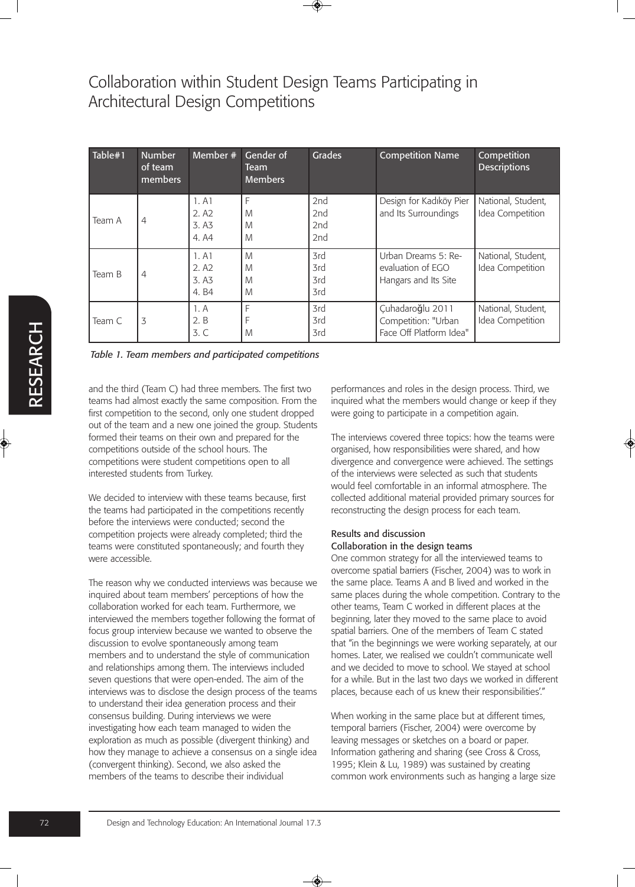# Collaboration within Student Design Teams Participating in Architectural Design Competitions

| Table#1 | Number of team members | Member # | Gender of Team Members | Grades | Competition Name | Competition Descriptions |
|---|---|---|---|---|---|---|
| Team A | 4 | 1. A1<br>2. A2<br>3. A3<br>4. A4 | F<br>M<br>M<br>M | 2nd<br>2nd<br>2nd<br>2nd | Design for Kadıköy Pier and Its Surroundings | National, Student, Idea Competition |
| Team B | 4 | 1. A1<br>2. A2<br>3. A3<br>4. B4 | M<br>M<br>M<br>M | 3rd<br>3rd<br>3rd<br>3rd | Urban Dreams 5: Re-evaluation of EGO Hangars and Its Site | National, Student, Idea Competition |
| Team C | 3 | 1. A<br>2. B<br>3. C | F<br>F<br>M | 3rd<br>3rd<br>3rd | Çuhadaroğlu 2011 Competition: "Urban Face Off Platform Idea" | National, Student, Idea Competition |

*Table 1. Team members and participated competitions*

and the third (Team C) had three members. The first two teams had almost exactly the same composition. From the first competition to the second, only one student dropped out of the team and a new one joined the group. Students formed their teams on their own and prepared for the competitions outside of the school hours. The competitions were student competitions open to all interested students from Turkey.

We decided to interview with these teams because, first the teams had participated in the competitions recently before the interviews were conducted; second the competition projects were already completed; third the teams were constituted spontaneously; and fourth they were accessible.

The reason why we conducted interviews was because we inquired about team members' perceptions of how the collaboration worked for each team. Furthermore, we interviewed the members together following the format of focus group interview because we wanted to observe the discussion to evolve spontaneously among team members and to understand the style of communication and relationships among them. The interviews included seven questions that were open-ended. The aim of the interviews was to disclose the design process of the teams to understand their idea generation process and their consensus building. During interviews we were investigating how each team managed to widen the exploration as much as possible (divergent thinking) and how they manage to achieve a consensus on a single idea (convergent thinking). Second, we also asked the members of the teams to describe their individual performances and roles in the design process. Third, we inquired what the members would change or keep if they were going to participate in a competition again.

The interviews covered three topics: how the teams were organised, how responsibilities were shared, and how divergence and convergence were achieved. The settings of the interviews were selected as such that students would feel comfortable in an informal atmosphere. The collected additional material provided primary sources for reconstructing the design process for each team.

## Results and discussion

### Collaboration in the design teams

One common strategy for all the interviewed teams to overcome spatial barriers (Fischer, 2004) was to work in the same place. Teams A and B lived and worked in the same places during the whole competition. Contrary to the other teams, Team C worked in different places at the beginning, later they moved to the same place to avoid spatial barriers. One of the members of Team C stated that "in the beginnings we were working separately, at our homes. Later, we realised we couldn't communicate well and we decided to move to school. We stayed at school for a while. But in the last two days we worked in different places, because each of us knew their responsibilities'."

When working in the same place but at different times, temporal barriers (Fischer, 2004) were overcome by leaving messages or sketches on a board or paper. Information gathering and sharing (see Cross & Cross, 1995; Klein & Lu, 1989) was sustained by creating common work environments such as hanging a large size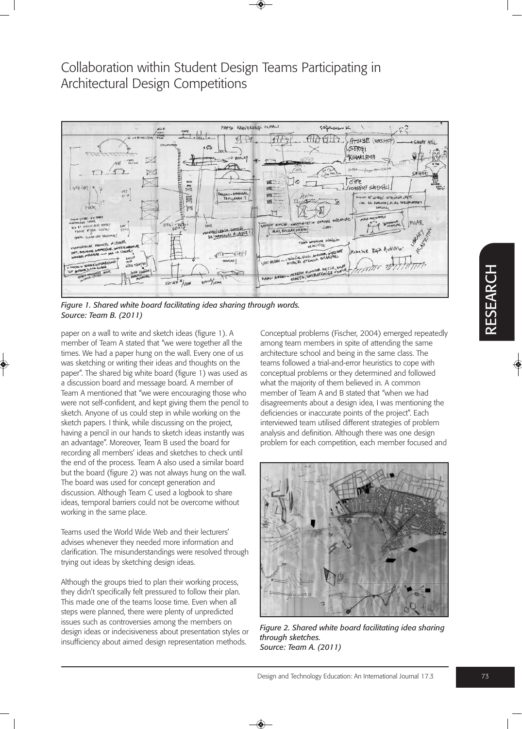Figure 1. Shared white board facilitating idea sharing through words.
Source: Team B. (2011)

paper on a wall to write and sketch ideas (figure 1). A member of Team A stated that "we were together all the times. We had a paper hung on the wall. Every one of us was sketching or writing their ideas and thoughts on the paper". The shared big white board (figure 1) was used as a discussion board and message board. A member of Team A mentioned that "we were encouraging those who were not self-confident, and kept giving them the pencil to sketch. Anyone of us could step in while working on the sketch papers. I think, while discussing on the project, having a pencil in our hands to sketch ideas instantly was an advantage". Moreover, Team B used the board for recording all members' ideas and sketches to check until the end of the process. Team A also used a similar board but the board (figure 2) was not always hung on the wall. The board was used for concept generation and discussion. Although Team C used a logbook to share ideas, temporal barriers could not be overcome without working in the same place.

Teams used the World Wide Web and their lecturers' advises whenever they needed more information and clarification. The misunderstandings were resolved through trying out ideas by sketching design ideas.

Although the groups tried to plan their working process, they didn't specifically felt pressured to follow their plan. This made one of the teams loose time. Even when all steps were planned, there were plenty of unpredicted issues such as controversies among the members on design ideas or indecisiveness about presentation styles or insufficiency about aimed design representation methods.

Conceptual problems (Fischer, 2004) emerged repeatedly among team members in spite of attending the same architecture school and being in the same class. The teams followed a trial-and-error heuristics to cope with conceptual problems or they determined and followed what the majority of them believed in. A common member of Team A and B stated that "when we had disagreements about a design idea, I was mentioning the deficiencies or inaccurate points of the project". Each interviewed team utilised different strategies of problem analysis and definition. Although there was one design problem for each competition, each member focused and

Figure 2. Shared white board facilitating idea sharing through sketches.
Source: Team A. (2011)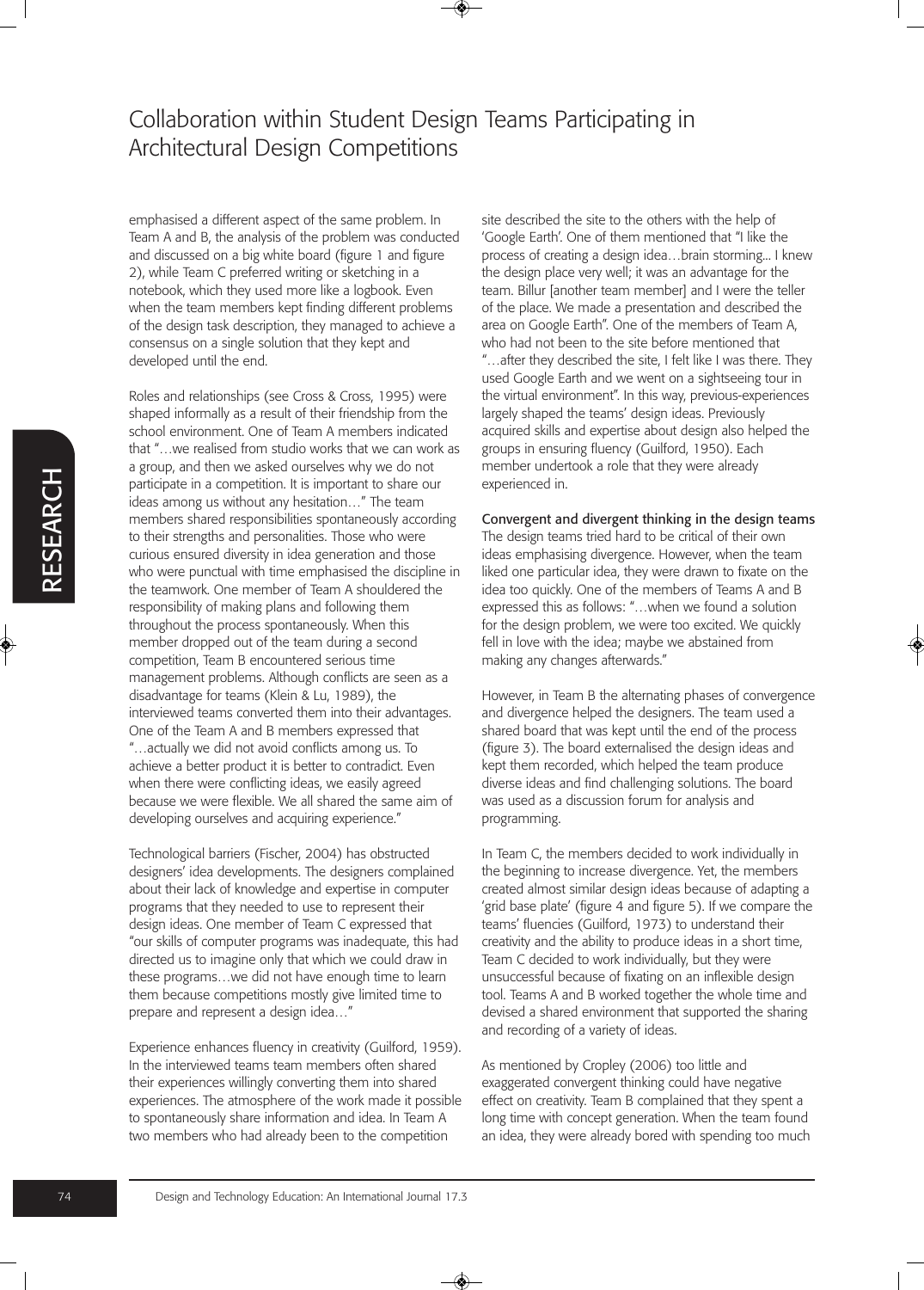emphasised a different aspect of the same problem. In Team A and B, the analysis of the problem was conducted and discussed on a big white board (figure 1 and figure 2), while Team C preferred writing or sketching in a notebook, which they used more like a logbook. Even when the team members kept finding different problems of the design task description, they managed to achieve a consensus on a single solution that they kept and developed until the end.

Roles and relationships (see Cross & Cross, 1995) were shaped informally as a result of their friendship from the school environment. One of Team A members indicated that "…we realised from studio works that we can work as a group, and then we asked ourselves why we do not participate in a competition. It is important to share our ideas among us without any hesitation…" The team members shared responsibilities spontaneously according to their strengths and personalities. Those who were curious ensured diversity in idea generation and those who were punctual with time emphasised the discipline in the teamwork. One member of Team A shouldered the responsibility of making plans and following them throughout the process spontaneously. When this member dropped out of the team during a second competition, Team B encountered serious time management problems. Although conflicts are seen as a disadvantage for teams (Klein & Lu, 1989), the interviewed teams converted them into their advantages. One of the Team A and B members expressed that "…actually we did not avoid conflicts among us. To achieve a better product it is better to contradict. Even when there were conflicting ideas, we easily agreed because we were flexible. We all shared the same aim of developing ourselves and acquiring experience."

Technological barriers (Fischer, 2004) has obstructed designers' idea developments. The designers complained about their lack of knowledge and expertise in computer programs that they needed to use to represent their design ideas. One member of Team C expressed that "our skills of computer programs was inadequate, this had directed us to imagine only that which we could draw in these programs…we did not have enough time to learn them because competitions mostly give limited time to prepare and represent a design idea…"

Experience enhances fluency in creativity (Guilford, 1959). In the interviewed teams team members often shared their experiences willingly converting them into shared experiences. The atmosphere of the work made it possible to spontaneously share information and idea. In Team A two members who had already been to the competition site described the site to the others with the help of 'Google Earth'. One of them mentioned that "I like the process of creating a design idea…brain storming... I knew the design place very well; it was an advantage for the team. Billur [another team member] and I were the teller of the place. We made a presentation and described the area on Google Earth". One of the members of Team A, who had not been to the site before mentioned that "…after they described the site, I felt like I was there. They used Google Earth and we went on a sightseeing tour in the virtual environment". In this way, previous-experiences largely shaped the teams' design ideas. Previously acquired skills and expertise about design also helped the groups in ensuring fluency (Guilford, 1950). Each member undertook a role that they were already experienced in.

### Convergent and divergent thinking in the design teams

The design teams tried hard to be critical of their own ideas emphasising divergence. However, when the team liked one particular idea, they were drawn to fixate on the idea too quickly. One of the members of Teams A and B expressed this as follows: "…when we found a solution for the design problem, we were too excited. We quickly fell in love with the idea; maybe we abstained from making any changes afterwards."

However, in Team B the alternating phases of convergence and divergence helped the designers. The team used a shared board that was kept until the end of the process (figure 3). The board externalised the design ideas and kept them recorded, which helped the team produce diverse ideas and find challenging solutions. The board was used as a discussion forum for analysis and programming.

In Team C, the members decided to work individually in the beginning to increase divergence. Yet, the members created almost similar design ideas because of adapting a 'grid base plate' (figure 4 and figure 5). If we compare the teams' fluencies (Guilford, 1973) to understand their creativity and the ability to produce ideas in a short time, Team C decided to work individually, but they were unsuccessful because of fixating on an inflexible design tool. Teams A and B worked together the whole time and devised a shared environment that supported the sharing and recording of a variety of ideas.

As mentioned by Cropley (2006) too little and exaggerated convergent thinking could have negative effect on creativity. Team B complained that they spent a long time with concept generation. When the team found an idea, they were already bored with spending too much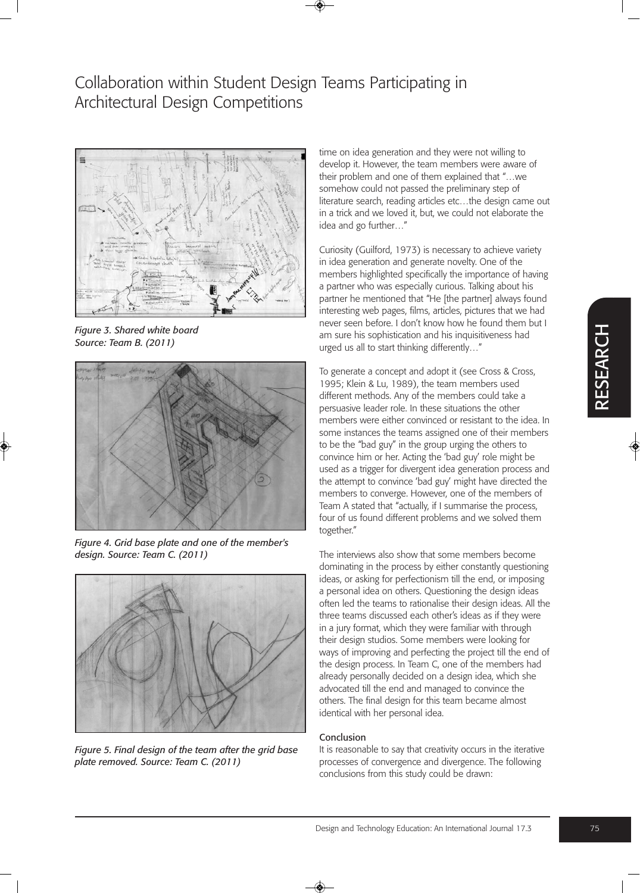# Collaboration within Student Design Teams Participating in Architectural Design Competitions

*Figure 3. Shared white board Source: Team B. (2011)*

*Figure 4. Grid base plate and one of the member's design. Source: Team C. (2011)*

*Figure 5. Final design of the team after the grid base plate removed. Source: Team C. (2011)*

time on idea generation and they were not willing to develop it. However, the team members were aware of their problem and one of them explained that "…we somehow could not passed the preliminary step of literature search, reading articles etc…the design came out in a trick and we loved it, but, we could not elaborate the idea and go further…"

Curiosity (Guilford, 1973) is necessary to achieve variety in idea generation and generate novelty. One of the members highlighted specifically the importance of having a partner who was especially curious. Talking about his partner he mentioned that "He [the partner] always found interesting web pages, films, articles, pictures that we had never seen before. I don't know how he found them but I am sure his sophistication and his inquisitiveness had urged us all to start thinking differently…"

To generate a concept and adopt it (see Cross & Cross, 1995; Klein & Lu, 1989), the team members used different methods. Any of the members could take a persuasive leader role. In these situations the other members were either convinced or resistant to the idea. In some instances the teams assigned one of their members to be the "bad guy" in the group urging the others to convince him or her. Acting the 'bad guy' role might be used as a trigger for divergent idea generation process and the attempt to convince 'bad guy' might have directed the members to converge. However, one of the members of Team A stated that "actually, if I summarise the process, four of us found different problems and we solved them together."

The interviews also show that some members become dominating in the process by either constantly questioning ideas, or asking for perfectionism till the end, or imposing a personal idea on others. Questioning the design ideas often led the teams to rationalise their design ideas. All the three teams discussed each other's ideas as if they were in a jury format, which they were familiar with through their design studios. Some members were looking for ways of improving and perfecting the project till the end of the design process. In Team C, one of the members had already personally decided on a design idea, which she advocated till the end and managed to convince the others. The final design for this team became almost identical with her personal idea.

## Conclusion

It is reasonable to say that creativity occurs in the iterative processes of convergence and divergence. The following conclusions from this study could be drawn: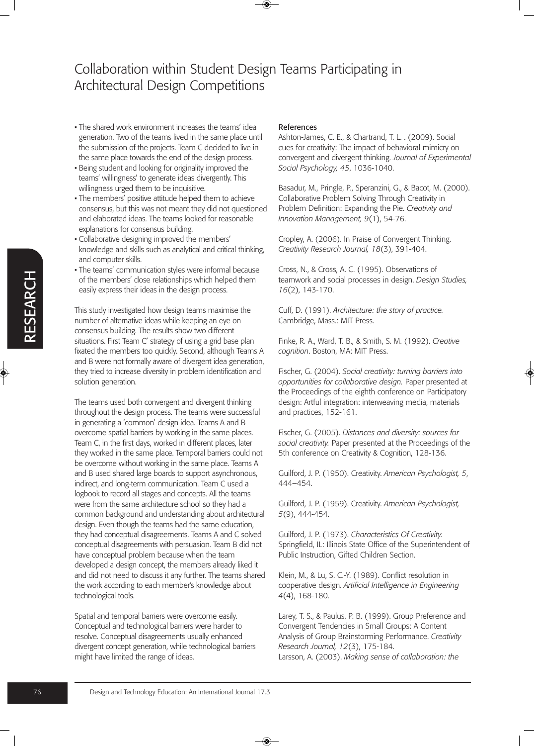- The shared work environment increases the teams' idea generation. Two of the teams lived in the same place until the submission of the projects. Team C decided to live in the same place towards the end of the design process.
- Being student and looking for originality improved the teams' willingness' to generate ideas divergently. This willingness urged them to be inquisitive.
- The members' positive attitude helped them to achieve consensus, but this was not meant they did not questioned and elaborated ideas. The teams looked for reasonable explanations for consensus building.
- Collaborative designing improved the members' knowledge and skills such as analytical and critical thinking, and computer skills.
- The teams' communication styles were informal because of the members' close relationships which helped them easily express their ideas in the design process.

This study investigated how design teams maximise the number of alternative ideas while keeping an eye on consensus building. The results show two different situations. First Team C' strategy of using a grid base plan fixated the members too quickly. Second, although Teams A and B were not formally aware of divergent idea generation, they tried to increase diversity in problem identification and solution generation.

The teams used both convergent and divergent thinking throughout the design process. The teams were successful in generating a 'common' design idea. Teams A and B overcome spatial barriers by working in the same places. Team C, in the first days, worked in different places, later they worked in the same place. Temporal barriers could not be overcome without working in the same place. Teams A and B used shared large boards to support asynchronous, indirect, and long-term communication. Team C used a logbook to record all stages and concepts. All the teams were from the same architecture school so they had a common background and understanding about architectural design. Even though the teams had the same education, they had conceptual disagreements. Teams A and C solved conceptual disagreements with persuasion. Team B did not have conceptual problem because when the team developed a design concept, the members already liked it and did not need to discuss it any further. The teams shared the work according to each member's knowledge about technological tools.

Spatial and temporal barriers were overcome easily. Conceptual and technological barriers were harder to resolve. Conceptual disagreements usually enhanced divergent concept generation, while technological barriers might have limited the range of ideas.

## References

Ashton-James, C. E., & Chartrand, T. L. . (2009). Social cues for creativity: The impact of behavioral mimicry on convergent and divergent thinking. *Journal of Experimental Social Psychology, 45*, 1036-1040.

Basadur, M., Pringle, P., Speranzini, G., & Bacot, M. (2000). Collaborative Problem Solving Through Creativity in Problem Definition: Expanding the Pie. *Creativity and Innovation Management, 9*(1), 54-76.

Cropley, A. (2006). In Praise of Convergent Thinking. *Creativity Research Journal, 18*(3), 391-404.

Cross, N., & Cross, A. C. (1995). Observations of teamwork and social processes in design. *Design Studies, 16*(2), 143-170.

Cuff, D. (1991). *Architecture: the story of practice.* Cambridge, Mass.: MIT Press.

Finke, R. A., Ward, T. B., & Smith, S. M. (1992). *Creative cognition*. Boston, MA: MIT Press.

Fischer, G. (2004). *Social creativity: turning barriers into opportunities for collaborative design.* Paper presented at the Proceedings of the eighth conference on Participatory design: Artful integration: interweaving media, materials and practices, 152-161.

Fischer, G. (2005). *Distances and diversity: sources for social creativity.* Paper presented at the Proceedings of the 5th conference on Creativity & Cognition, 128-136.

Guilford, J. P. (1950). Creativity. *American Psychologist, 5*, 444–454.

Guilford, J. P. (1959). Creativity. *American Psychologist, 5*(9), 444-454.

Guilford, J. P. (1973). *Characteristics Of Creativity.* Springfield, IL: Illinois State Office of the Superintendent of Public Instruction, Gifted Children Section.

Klein, M., & Lu, S. C.-Y. (1989). Conflict resolution in cooperative design. *Artificial Intelligence in Engineering 4*(4), 168-180.

Larey, T. S., & Paulus, P. B. (1999). Group Preference and Convergent Tendencies in Small Groups: A Content Analysis of Group Brainstorming Performance. *Creativity Research Journal, 12*(3), 175-184.

Larsson, A. (2003). *Making sense of collaboration: the*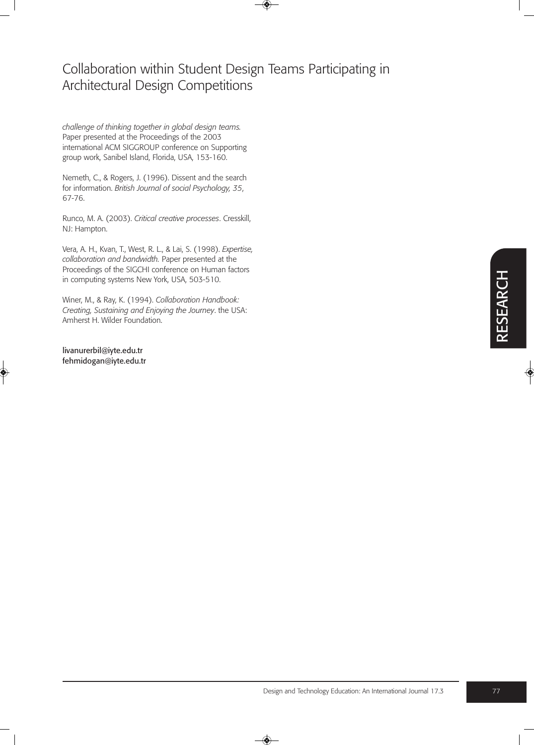*challenge of thinking together in global design teams.* Paper presented at the Proceedings of the 2003 international ACM SIGGROUP conference on Supporting group work, Sanibel Island, Florida, USA, 153-160.

Nemeth, C., & Rogers, J. (1996). Dissent and the search for information. *British Journal of social Psychology, 35*, 67-76.

Runco, M. A. (2003). *Critical creative processes*. Cresskill, NJ: Hampton.

Vera, A. H., Kvan, T., West, R. L., & Lai, S. (1998). *Expertise, collaboration and bandwidth.* Paper presented at the Proceedings of the SIGCHI conference on Human factors in computing systems New York, USA, 503-510.

Winer, M., & Ray, K. (1994). *Collaboration Handbook: Creating, Sustaining and Enjoying the Journey*. the USA: Amherst H. Wilder Foundation.

livanurerbil@iyte.edu.tr
fehmidogan@iyte.edu.tr